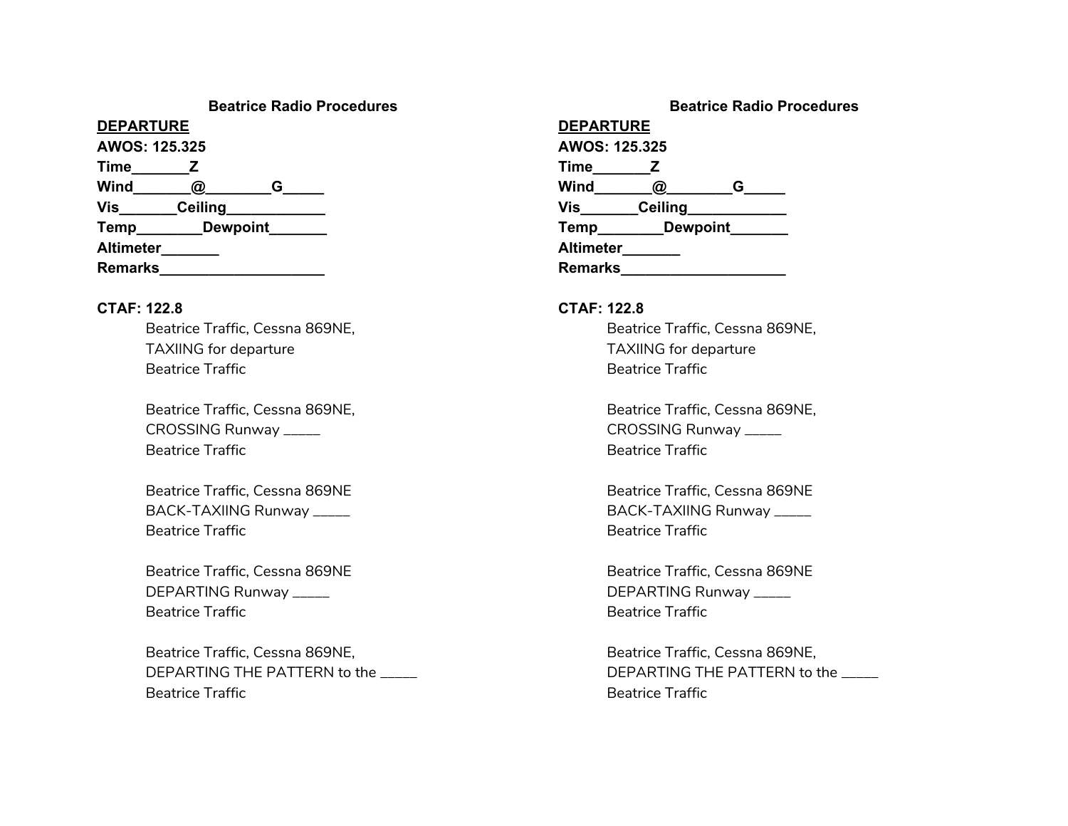**Beatrice Radio Procedures**

**DEPARTURE**

**AWOS: 125.325**

**Time_______Z**

**Wind_______@________G_____**

**Vis_______Ceiling____________**

**Temp________Dewpoint_______**

**Altimeter_______**

**Remarks____________________**

**CTAF: 122.8**

Beatrice Traffic, Cessna 869NE,
TAXIING for departure
Beatrice Traffic

Beatrice Traffic, Cessna 869NE,
CROSSING Runway _____
Beatrice Traffic

Beatrice Traffic, Cessna 869NE
BACK-TAXIING Runway _____
Beatrice Traffic

Beatrice Traffic, Cessna 869NE
DEPARTING Runway _____
Beatrice Traffic

Beatrice Traffic, Cessna 869NE,
DEPARTING THE PATTERN to the _____
Beatrice Traffic

**Beatrice Radio Procedures**

**DEPARTURE**

**AWOS: 125.325**

**Time_______Z**

**Wind_______@________G_____**

**Vis_______Ceiling____________**

**Temp________Dewpoint_______**

**Altimeter_______**

**Remarks____________________**

**CTAF: 122.8**

Beatrice Traffic, Cessna 869NE,
TAXIING for departure
Beatrice Traffic

Beatrice Traffic, Cessna 869NE,
CROSSING Runway _____
Beatrice Traffic

Beatrice Traffic, Cessna 869NE
BACK-TAXIING Runway _____
Beatrice Traffic

Beatrice Traffic, Cessna 869NE
DEPARTING Runway _____
Beatrice Traffic

Beatrice Traffic, Cessna 869NE,
DEPARTING THE PATTERN to the _____
Beatrice Traffic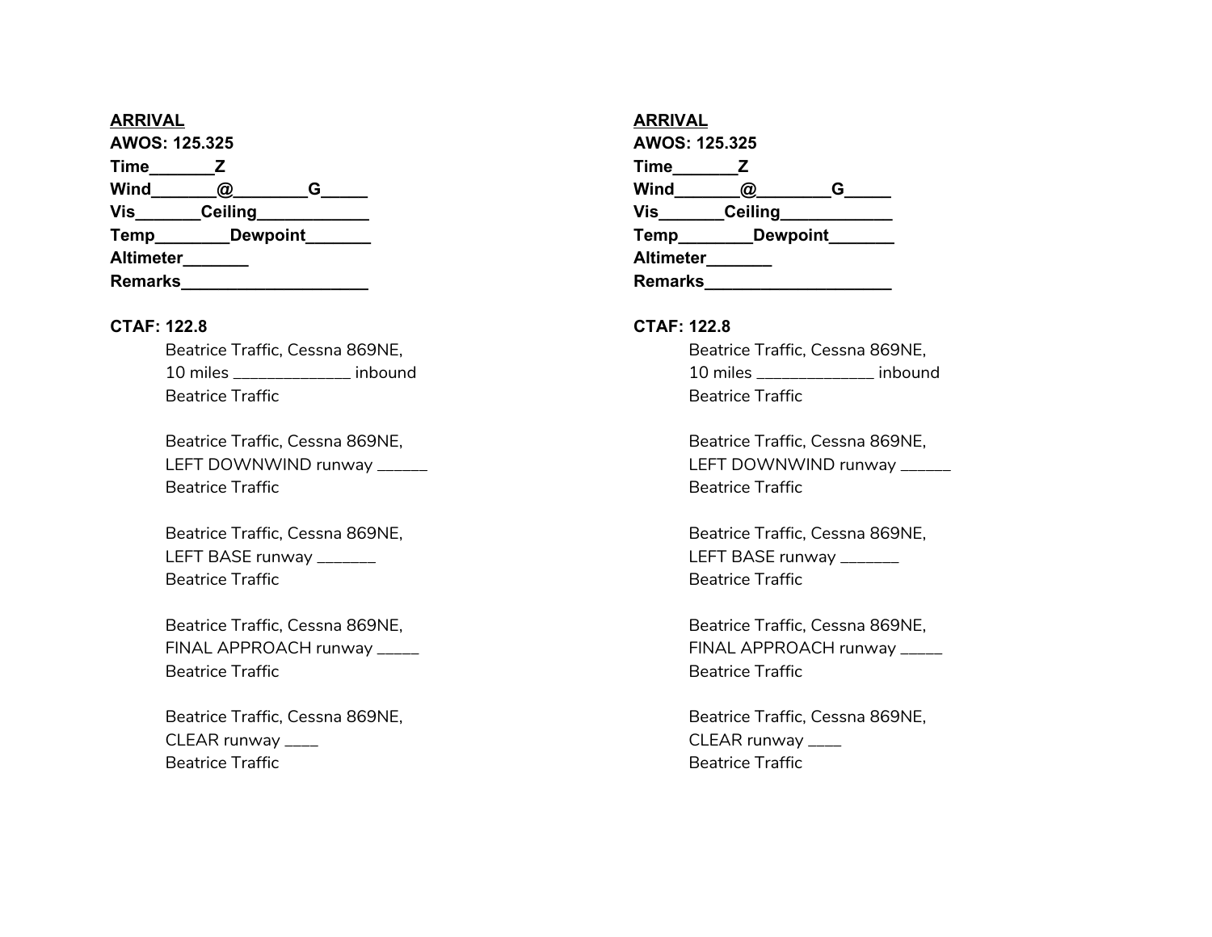**ARRIVAL**

**AWOS: 125.325**

**Time_______Z**

**Wind_______@________G_____**

**Vis_______Ceiling____________**

**Temp________Dewpoint_______**

**Altimeter_______**

**Remarks____________________**

**CTAF: 122.8**

Beatrice Traffic, Cessna 869NE,
10 miles _____________ inbound
Beatrice Traffic

Beatrice Traffic, Cessna 869NE,
LEFT DOWNWIND runway ______
Beatrice Traffic

Beatrice Traffic, Cessna 869NE,
LEFT BASE runway _______
Beatrice Traffic

Beatrice Traffic, Cessna 869NE,
FINAL APPROACH runway _____
Beatrice Traffic

Beatrice Traffic, Cessna 869NE,
CLEAR runway ____
Beatrice Traffic

**ARRIVAL**

**AWOS: 125.325**

**Time_______Z**

**Wind_______@________G_____**

**Vis_______Ceiling____________**

**Temp________Dewpoint_______**

**Altimeter_______**

**Remarks____________________**

**CTAF: 122.8**

Beatrice Traffic, Cessna 869NE,
10 miles _____________ inbound
Beatrice Traffic

Beatrice Traffic, Cessna 869NE,
LEFT DOWNWIND runway ______
Beatrice Traffic

Beatrice Traffic, Cessna 869NE,
LEFT BASE runway _______
Beatrice Traffic

Beatrice Traffic, Cessna 869NE,
FINAL APPROACH runway _____
Beatrice Traffic

Beatrice Traffic, Cessna 869NE,
CLEAR runway ____
Beatrice Traffic